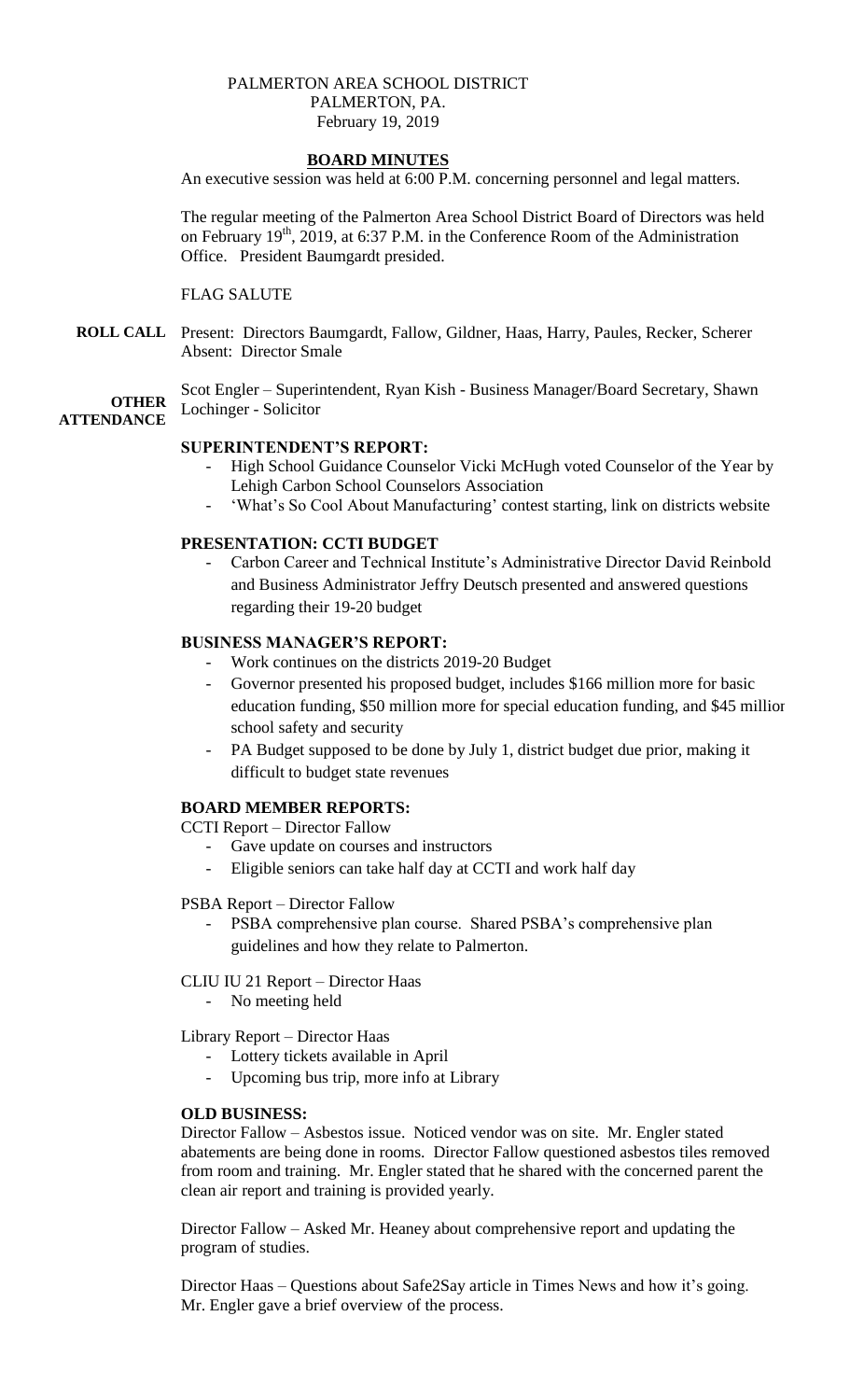PALMERTON AREA SCHOOL DISTRICT
PALMERTON, PA.
February 19, 2019

# BOARD MINUTES

An executive session was held at 6:00 P.M. concerning personnel and legal matters.

The regular meeting of the Palmerton Area School District Board of Directors was held on February 19th, 2019, at 6:37 P.M. in the Conference Room of the Administration Office. President Baumgardt presided.

FLAG SALUTE

**ROLL CALL** Present: Directors Baumgardt, Fallow, Gildner, Haas, Harry, Paules, Recker, Scherer
Absent: Director Smale

**OTHER ATTENDANCE** Scot Engler – Superintendent, Ryan Kish - Business Manager/Board Secretary, Shawn Lochinger - Solicitor

**SUPERINTENDENT'S REPORT:**

- High School Guidance Counselor Vicki McHugh voted Counselor of the Year by Lehigh Carbon School Counselors Association
- 'What's So Cool About Manufacturing' contest starting, link on districts website

**PRESENTATION: CCTI BUDGET**

- Carbon Career and Technical Institute's Administrative Director David Reinbold and Business Administrator Jeffry Deutsch presented and answered questions regarding their 19-20 budget

**BUSINESS MANAGER'S REPORT:**

- Work continues on the districts 2019-20 Budget
- Governor presented his proposed budget, includes $166 million more for basic education funding, $50 million more for special education funding, and $45 million school safety and security
- PA Budget supposed to be done by July 1, district budget due prior, making it difficult to budget state revenues

**BOARD MEMBER REPORTS:**

CCTI Report – Director Fallow

- Gave update on courses and instructors
- Eligible seniors can take half day at CCTI and work half day

PSBA Report – Director Fallow

- PSBA comprehensive plan course. Shared PSBA's comprehensive plan guidelines and how they relate to Palmerton.

CLIU IU 21 Report – Director Haas

- No meeting held

Library Report – Director Haas

- Lottery tickets available in April
- Upcoming bus trip, more info at Library

**OLD BUSINESS:**

Director Fallow – Asbestos issue. Noticed vendor was on site. Mr. Engler stated abatements are being done in rooms. Director Fallow questioned asbestos tiles removed from room and training. Mr. Engler stated that he shared with the concerned parent the clean air report and training is provided yearly.

Director Fallow – Asked Mr. Heaney about comprehensive report and updating the program of studies.

Director Haas – Questions about Safe2Say article in Times News and how it's going. Mr. Engler gave a brief overview of the process.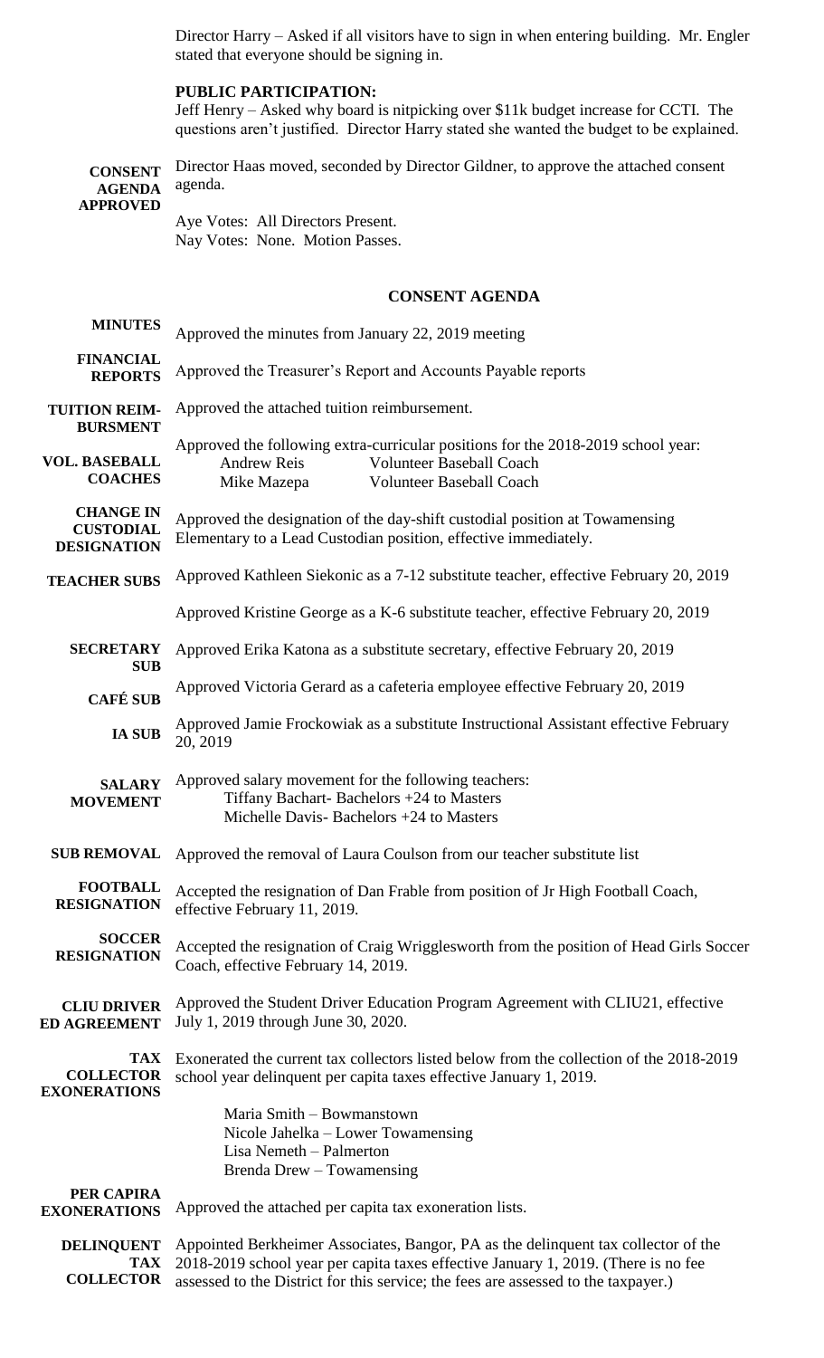Director Harry – Asked if all visitors have to sign in when entering building. Mr. Engler stated that everyone should be signing in.

**PUBLIC PARTICIPATION:**

Jeff Henry – Asked why board is nitpicking over $11k budget increase for CCTI. The questions aren't justified. Director Harry stated she wanted the budget to be explained.

**CONSENT AGENDA APPROVED**

Director Haas moved, seconded by Director Gildner, to approve the attached consent agenda.

Aye Votes: All Directors Present.
Nay Votes: None. Motion Passes.

## CONSENT AGENDA

**MINUTES** Approved the minutes from January 22, 2019 meeting

**FINANCIAL REPORTS** Approved the Treasurer's Report and Accounts Payable reports

**TUITION REIM-BURSMENT** Approved the attached tuition reimbursement.

**VOL. BASEBALL COACHES** Approved the following extra-curricular positions for the 2018-2019 school year:

- Andrew Reis — Volunteer Baseball Coach
- Mike Mazepa — Volunteer Baseball Coach

**CHANGE IN CUSTODIAL DESIGNATION** Approved the designation of the day-shift custodial position at Towamensing Elementary to a Lead Custodian position, effective immediately.

**TEACHER SUBS** Approved Kathleen Siekonic as a 7-12 substitute teacher, effective February 20, 2019

Approved Kristine George as a K-6 substitute teacher, effective February 20, 2019

**SECRETARY SUB** Approved Erika Katona as a substitute secretary, effective February 20, 2019

**CAFÉ SUB** Approved Victoria Gerard as a cafeteria employee effective February 20, 2019

**IA SUB** Approved Jamie Frockowiak as a substitute Instructional Assistant effective February 20, 2019

**SALARY MOVEMENT** Approved salary movement for the following teachers:

- Tiffany Bachart- Bachelors +24 to Masters
- Michelle Davis- Bachelors +24 to Masters

**SUB REMOVAL** Approved the removal of Laura Coulson from our teacher substitute list

**FOOTBALL RESIGNATION** Accepted the resignation of Dan Frable from position of Jr High Football Coach, effective February 11, 2019.

**SOCCER RESIGNATION** Accepted the resignation of Craig Wrigglesworth from the position of Head Girls Soccer Coach, effective February 14, 2019.

**CLIU DRIVER ED AGREEMENT** Approved the Student Driver Education Program Agreement with CLIU21, effective July 1, 2019 through June 30, 2020.

**TAX COLLECTOR EXONERATIONS** Exonerated the current tax collectors listed below from the collection of the 2018-2019 school year delinquent per capita taxes effective January 1, 2019.

- Maria Smith – Bowmanstown
- Nicole Jahelka – Lower Towamensing
- Lisa Nemeth – Palmerton
- Brenda Drew – Towamensing

**PER CAPIRA EXONERATIONS** Approved the attached per capita tax exoneration lists.

**DELINQUENT TAX COLLECTOR** Appointed Berkheimer Associates, Bangor, PA as the delinquent tax collector of the 2018-2019 school year per capita taxes effective January 1, 2019. (There is no fee assessed to the District for this service; the fees are assessed to the taxpayer.)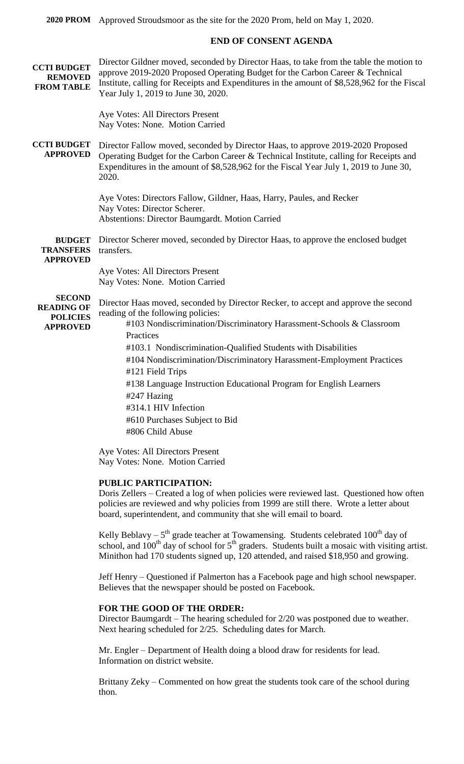**2020 PROM** Approved Stroudsmoor as the site for the 2020 Prom, held on May 1, 2020.

## END OF CONSENT AGENDA

**CCTI BUDGET REMOVED FROM TABLE**

Director Gildner moved, seconded by Director Haas, to take from the table the motion to approve 2019-2020 Proposed Operating Budget for the Carbon Career & Technical Institute, calling for Receipts and Expenditures in the amount of $8,528,962 for the Fiscal Year July 1, 2019 to June 30, 2020.

Aye Votes: All Directors Present
Nay Votes: None. Motion Carried

**CCTI BUDGET APPROVED**

Director Fallow moved, seconded by Director Haas, to approve 2019-2020 Proposed Operating Budget for the Carbon Career & Technical Institute, calling for Receipts and Expenditures in the amount of $8,528,962 for the Fiscal Year July 1, 2019 to June 30, 2020.

Aye Votes: Directors Fallow, Gildner, Haas, Harry, Paules, and Recker
Nay Votes: Director Scherer.
Abstentions: Director Baumgardt. Motion Carried

**BUDGET TRANSFERS APPROVED**

Director Scherer moved, seconded by Director Haas, to approve the enclosed budget transfers.

Aye Votes: All Directors Present
Nay Votes: None. Motion Carried

**SECOND READING OF POLICIES APPROVED**

Director Haas moved, seconded by Director Recker, to accept and approve the second reading of the following policies:

- #103 Nondiscrimination/Discriminatory Harassment-Schools & Classroom Practices
- #103.1 Nondiscrimination-Qualified Students with Disabilities
- #104 Nondiscrimination/Discriminatory Harassment-Employment Practices
- #121 Field Trips
- #138 Language Instruction Educational Program for English Learners
- #247 Hazing
- #314.1 HIV Infection
- #610 Purchases Subject to Bid
- #806 Child Abuse

Aye Votes: All Directors Present
Nay Votes: None. Motion Carried

**PUBLIC PARTICIPATION:**

Doris Zellers – Created a log of when policies were reviewed last. Questioned how often policies are reviewed and why policies from 1999 are still there. Wrote a letter about board, superintendent, and community that she will email to board.

Kelly Beblavy – 5th grade teacher at Towamensing. Students celebrated 100th day of school, and 100th day of school for 5th graders. Students built a mosaic with visiting artist. Minithon had 170 students signed up, 120 attended, and raised $18,950 and growing.

Jeff Henry – Questioned if Palmerton has a Facebook page and high school newspaper. Believes that the newspaper should be posted on Facebook.

**FOR THE GOOD OF THE ORDER:**

Director Baumgardt – The hearing scheduled for 2/20 was postponed due to weather. Next hearing scheduled for 2/25. Scheduling dates for March.

Mr. Engler – Department of Health doing a blood draw for residents for lead. Information on district website.

Brittany Zeky – Commented on how great the students took care of the school during thon.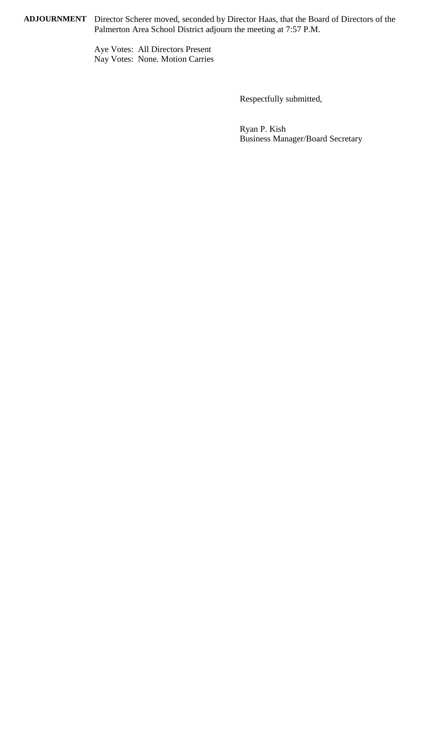**ADJOURNMENT** Director Scherer moved, seconded by Director Haas, that the Board of Directors of the Palmerton Area School District adjourn the meeting at 7:57 P.M.

Aye Votes: All Directors Present
Nay Votes: None. Motion Carries

Respectfully submitted,

Ryan P. Kish
Business Manager/Board Secretary